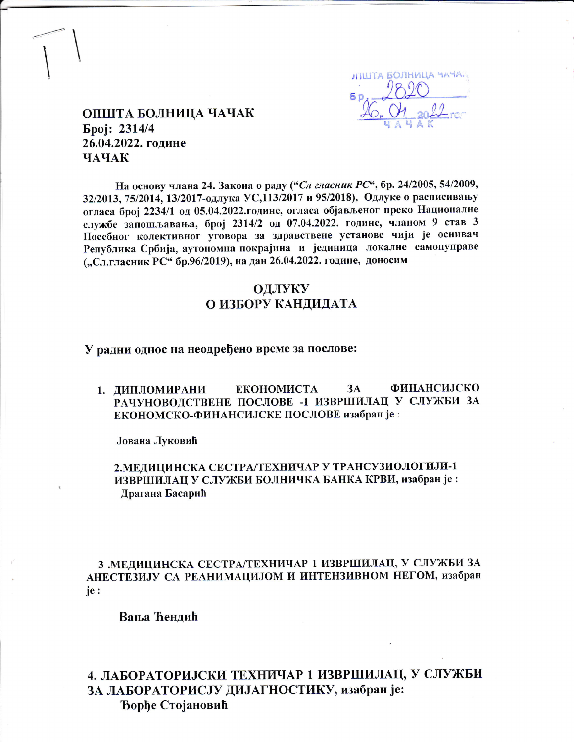ОПШТА БОЛНИЦА ЧАЧАК
Бр. 2820
26. 04. 2022 год
ЧАЧАК

**ОПШТА БОЛНИЦА ЧАЧАК**
**Број: 2314/4**
**26.04.2022. године**
**ЧАЧАК**

**На основу члана 24. Закона о раду (“*Сл гласник РС*“, бр. 24/2005, 54/2009, 32/2013, 75/2014, 13/2017-одлука УС,113/2017 и 95/2018), Одлуке о расписивању огласа број 2234/1 од 05.04.2022.године, огласа објављеног преко Националне службе запошљавања, број 2314/2 од 07.04.2022. године, чланом 9 став 3 Посебног колективног уговора за здравствене установе чији је оснивач Република Србија, аутономна покрајина и јединица локалне самоуправе („Сл.гласник РС“ бр.96/2019), на дан 26.04.2022. године, доносим**

## ОДЛУКУ
## О ИЗБОРУ КАНДИДАТА

**У радни однос на неодређено време за послове:**

1. **ДИПЛОМИРАНИ ЕКОНОМИСТА ЗА ФИНАНСИЈСКО РАЧУНОВОДСТВЕНЕ ПОСЛОВЕ -1 ИЗВРШИЛАЦ У СЛУЖБИ ЗА ЕКОНОМСКО-ФИНАНСИЈСКЕ ПОСЛОВЕ** изабран је :

   **Јована Луковић**

   **2.МЕДИЦИНСКА СЕСТРА/ТЕХНИЧАР У ТРАНСУЗИОЛОГИЈИ-1 ИЗВРШИЛАЦ У СЛУЖБИ БОЛНИЧКА БАНКА КРВИ, изабран је :**
   **Драгана Басарић**

**3 .МЕДИЦИНСКА СЕСТРА/ТЕХНИЧАР 1 ИЗВРШИЛАЦ, У СЛУЖБИ ЗА АНЕСТЕЗИЈУ СА РЕАНИМАЦИЈОМ И ИНТЕНЗИВНОМ НЕГОМ,** изабран је :

**Вања Ћендић**

**4. ЛАБОРАТОРИЈСКИ ТЕХНИЧАР 1 ИЗВРШИЛАЦ, У СЛУЖБИ ЗА ЛАБОРАТОРИСЈУ ДИЈАГНОСТИКУ, изабран је:**
**Ђорђе Стојановић**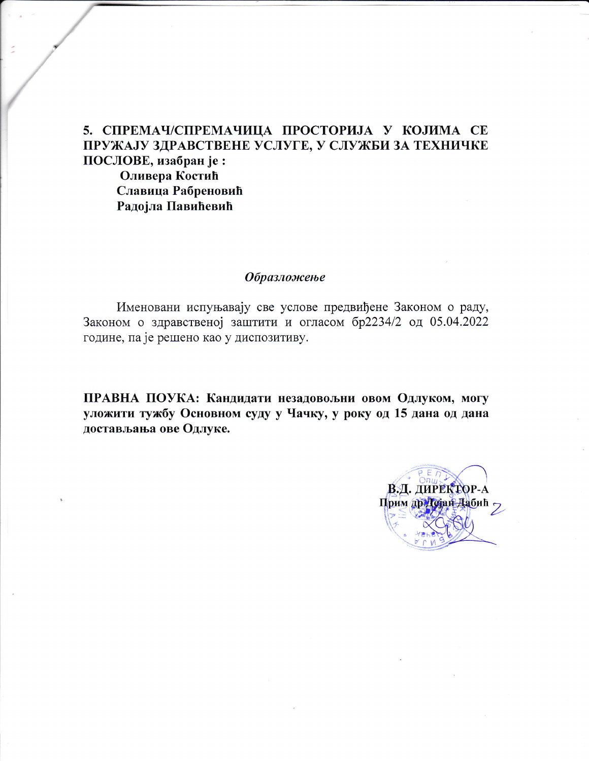**5. СПРЕМАЧ/СПРЕМАЧИЦА ПРОСТОРИЈА У КОЈИМА СЕ ПРУЖАЈУ ЗДРАВСТВЕНЕ УСЛУГЕ, У СЛУЖБИ ЗА ТЕХНИЧКЕ ПОСЛОВЕ, изабран је :**

**Оливера Костић**
**Славица Рабреновић**
**Радојла Павићевић**

*Образложење*

Именовани испуњавају све услове предвиђене Законом о раду, Законом о здравственој заштити и огласом бр2234/2 од 05.04.2022 године, па је решено као у диспозитиву.

**ПРАВНА ПОУКА: Кандидати незадовољни овом Одлуком, могу уложити тужбу Основном суду у Чачку, у року од 15 дана од дана достављања ове Одлуке.**

**В.Д. ДИРЕКТОР-А**
**Прим др Дејан Дабић**